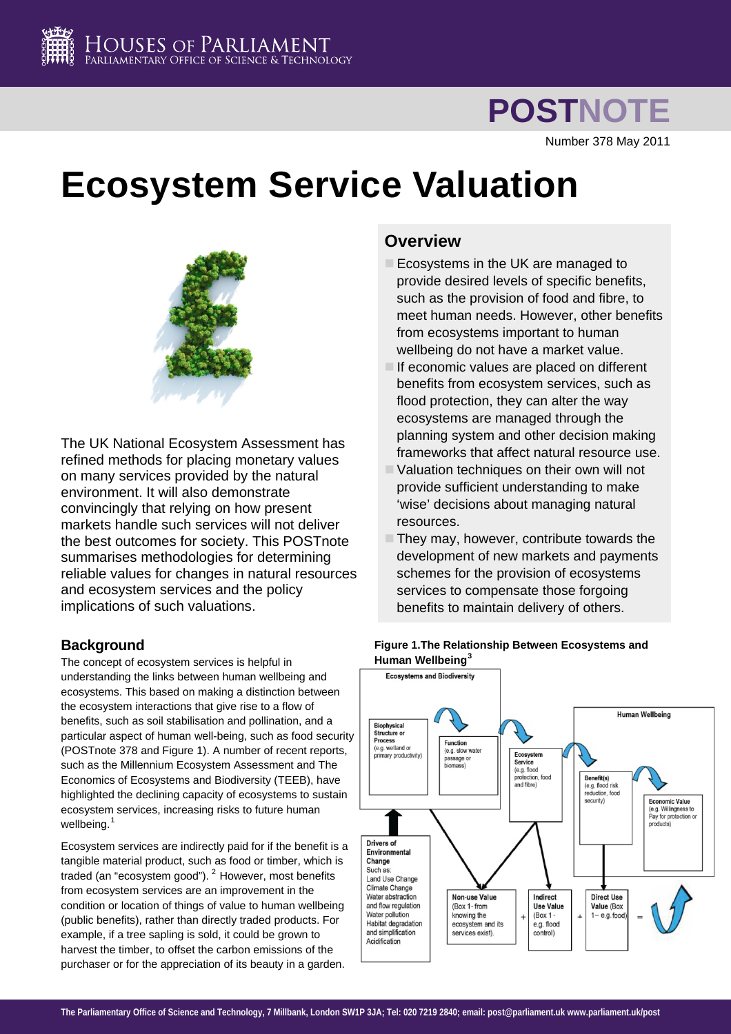# Ecosystem Service Valuation

POSTNOTE

Number 378 May 2011

The UK National Ecosystem Assessment has refined methods for placing monetary values on many services provided by the natural environment. It will also demonstrate convincingly that relying on how present markets handle such services will not deliver the best outcomes for society. This POSTnote summarises methodologies for determining reliable values for changes in natural resources and ecosystem services and the policy implications of such valuations.

## Overview

- Ecosystems in the UK are managed to provide desired levels of specific benefits, such as the provision of food and fibre, to meet human needs. However, other benefits from ecosystems important to human wellbeing do not have a market value.
- If economic values are placed on different benefits from ecosystem services, such as flood protection, they can alter the way ecosystems are managed through the planning system and other decision making frameworks that affect natural resource use.
- Valuation techniques on their own will not provide sufficient understanding to make 'wise' decisions about managing natural resources.
- They may, however, contribute towards the development of new markets and payments schemes for the provision of ecosystems services to compensate those forgoing benefits to maintain delivery of others.

## Background

The concept of ecosystem services is helpful in understanding the links between human wellbeing and ecosystems. This based on making a distinction between the ecosystem interactions that give rise to a flow of benefits, such as soil stabilisation and pollination, and a particular aspect of human well-being, such as food security (POSTnote 378 and Figure 1). A number of recent reports, such as the Millennium Ecosystem Assessment and The Economics of Ecosystems and Biodiversity (TEEB), have highlighted the declining capacity of ecosystems to sustain ecosystem services, increasing risks to future human wellbeing.[1]

Ecosystem services are indirectly paid for if the benefit is a tangible material product, such as food or timber, which is traded (an "ecosystem good").[2] However, most benefits from ecosystem services are an improvement in the condition or location of things of value to human wellbeing (public benefits), rather than directly traded products. For example, if a tree sapling is sold, it could be grown to harvest the timber, to offset the carbon emissions of the purchaser or for the appreciation of its beauty in a garden.

**Figure 1.The Relationship Between Ecosystems and Human Wellbeing[3]**

Ecosystems and Biodiversity: Biophysical Structure or Process (e.g. wetland or primary productivity) → Function (e.g. slow water passage or biomass) → Ecosystem Service (e.g. flood protection, food and fibre)

Human Wellbeing: Benefit(s) (e.g. flood risk reduction, food security) → Economic Value (e.g. Willingness to Pay for protection or products)

Drivers of Environmental Change. Such as: Land Use Change, Climate Change, Water abstraction and flow regulation, Water pollution, Habitat degradation and simplification, Acidification

Non-use Value (Box 1- from knowing the ecosystem and its services exist) + Indirect Use Value (Box 1 - e.g. flood control) + Direct Use Value (Box 1– e.g.food) =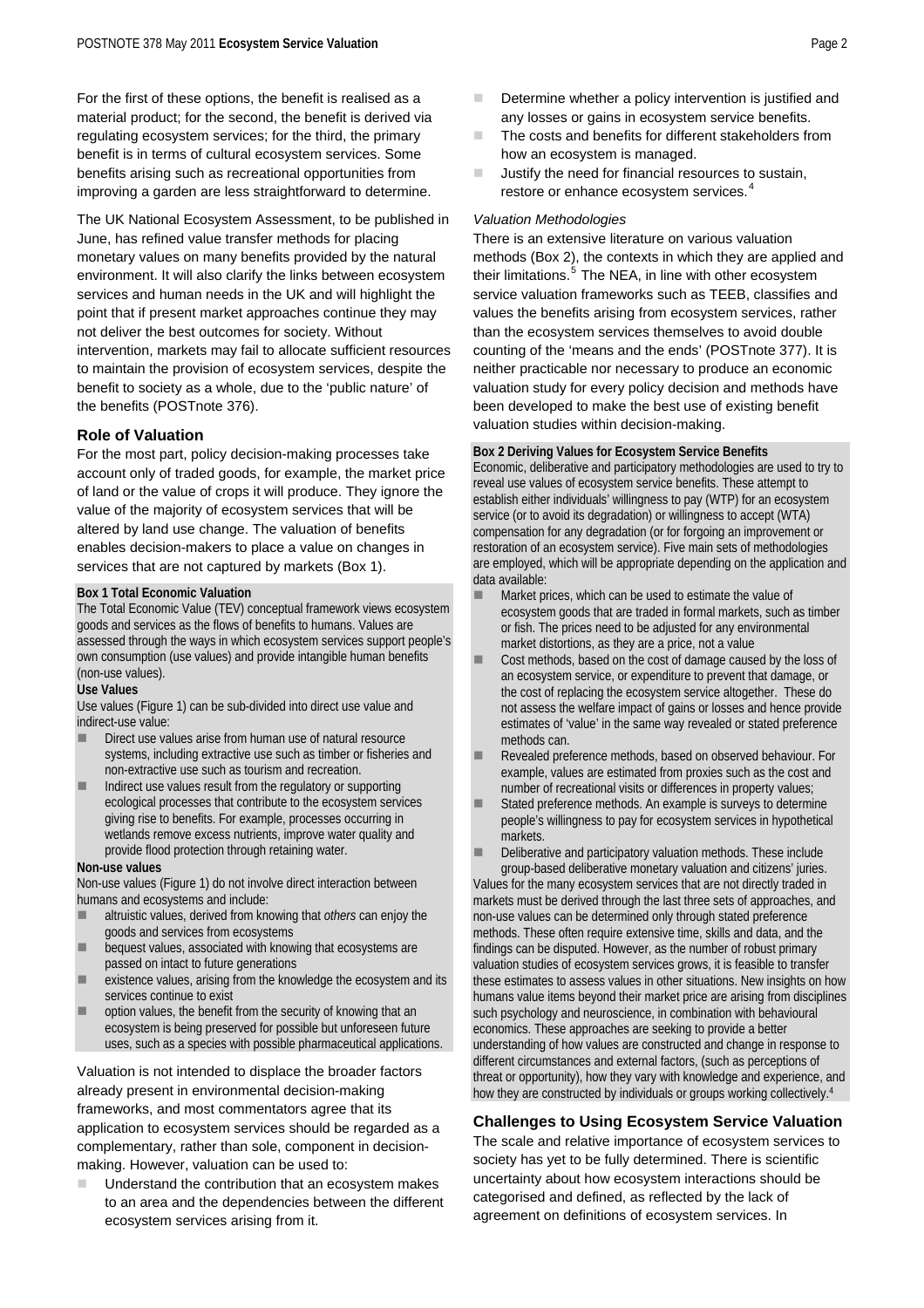For the first of these options, the benefit is realised as a material product; for the second, the benefit is derived via regulating ecosystem services; for the third, the primary benefit is in terms of cultural ecosystem services. Some benefits arising such as recreational opportunities from improving a garden are less straightforward to determine.

The UK National Ecosystem Assessment, to be published in June, has refined value transfer methods for placing monetary values on many benefits provided by the natural environment. It will also clarify the links between ecosystem services and human needs in the UK and will highlight the point that if present market approaches continue they may not deliver the best outcomes for society. Without intervention, markets may fail to allocate sufficient resources to maintain the provision of ecosystem services, despite the benefit to society as a whole, due to the 'public nature' of the benefits (POSTnote 376).

## Role of Valuation

For the most part, policy decision-making processes take account only of traded goods, for example, the market price of land or the value of crops it will produce. They ignore the value of the majority of ecosystem services that will be altered by land use change. The valuation of benefits enables decision-makers to place a value on changes in services that are not captured by markets (Box 1).

**Box 1 Total Economic Valuation**

The Total Economic Value (TEV) conceptual framework views ecosystem goods and services as the flows of benefits to humans. Values are assessed through the ways in which ecosystem services support people's own consumption (use values) and provide intangible human benefits (non-use values).

**Use Values**

Use values (Figure 1) can be sub-divided into direct use value and indirect-use value:

- Direct use values arise from human use of natural resource systems, including extractive use such as timber or fisheries and non-extractive use such as tourism and recreation.
- Indirect use values result from the regulatory or supporting ecological processes that contribute to the ecosystem services giving rise to benefits. For example, processes occurring in wetlands remove excess nutrients, improve water quality and provide flood protection through retaining water.

**Non-use values**

Non-use values (Figure 1) do not involve direct interaction between humans and ecosystems and include:

- altruistic values, derived from knowing that *others* can enjoy the goods and services from ecosystems
- bequest values, associated with knowing that ecosystems are passed on intact to future generations
- existence values, arising from the knowledge the ecosystem and its services continue to exist
- option values, the benefit from the security of knowing that an ecosystem is being preserved for possible but unforeseen future uses, such as a species with possible pharmaceutical applications.

Valuation is not intended to displace the broader factors already present in environmental decision-making frameworks, and most commentators agree that its application to ecosystem services should be regarded as a complementary, rather than sole, component in decision-making. However, valuation can be used to:

- Understand the contribution that an ecosystem makes to an area and the dependencies between the different ecosystem services arising from it.
- Determine whether a policy intervention is justified and any losses or gains in ecosystem service benefits.
- The costs and benefits for different stakeholders from how an ecosystem is managed.
- Justify the need for financial resources to sustain, restore or enhance ecosystem services.[4]

*Valuation Methodologies*

There is an extensive literature on various valuation methods (Box 2), the contexts in which they are applied and their limitations.[5] The NEA, in line with other ecosystem service valuation frameworks such as TEEB, classifies and values the benefits arising from ecosystem services, rather than the ecosystem services themselves to avoid double counting of the 'means and the ends' (POSTnote 377). It is neither practicable nor necessary to produce an economic valuation study for every policy decision and methods have been developed to make the best use of existing benefit valuation studies within decision-making.

**Box 2 Deriving Values for Ecosystem Service Benefits**

Economic, deliberative and participatory methodologies are used to try to reveal use values of ecosystem service benefits. These attempt to establish either individuals' willingness to pay (WTP) for an ecosystem service (or to avoid its degradation) or willingness to accept (WTA) compensation for any degradation (or for forgoing an improvement or restoration of an ecosystem service). Five main sets of methodologies are employed, which will be appropriate depending on the application and data available:

- Market prices, which can be used to estimate the value of ecosystem goods that are traded in formal markets, such as timber or fish. The prices need to be adjusted for any environmental market distortions, as they are a price, not a value
- Cost methods, based on the cost of damage caused by the loss of an ecosystem service, or expenditure to prevent that damage, or the cost of replacing the ecosystem service altogether. These do not assess the welfare impact of gains or losses and hence provide estimates of 'value' in the same way revealed or stated preference methods can.
- Revealed preference methods, based on observed behaviour. For example, values are estimated from proxies such as the cost and number of recreational visits or differences in property values;
- Stated preference methods. An example is surveys to determine people's willingness to pay for ecosystem services in hypothetical markets.
- Deliberative and participatory valuation methods. These include group-based deliberative monetary valuation and citizens' juries.

Values for the many ecosystem services that are not directly traded in markets must be derived through the last three sets of approaches, and non-use values can be determined only through stated preference methods. These often require extensive time, skills and data, and the findings can be disputed. However, as the number of robust primary valuation studies of ecosystem services grows, it is feasible to transfer these estimates to assess values in other situations. New insights on how humans value items beyond their market price are arising from disciplines such psychology and neuroscience, in combination with behavioural economics. These approaches are seeking to provide a better understanding of how values are constructed and change in response to different circumstances and external factors, (such as perceptions of threat or opportunity), how they vary with knowledge and experience, and how they are constructed by individuals or groups working collectively.[4]

## Challenges to Using Ecosystem Service Valuation

The scale and relative importance of ecosystem services to society has yet to be fully determined. There is scientific uncertainty about how ecosystem interactions should be categorised and defined, as reflected by the lack of agreement on definitions of ecosystem services. In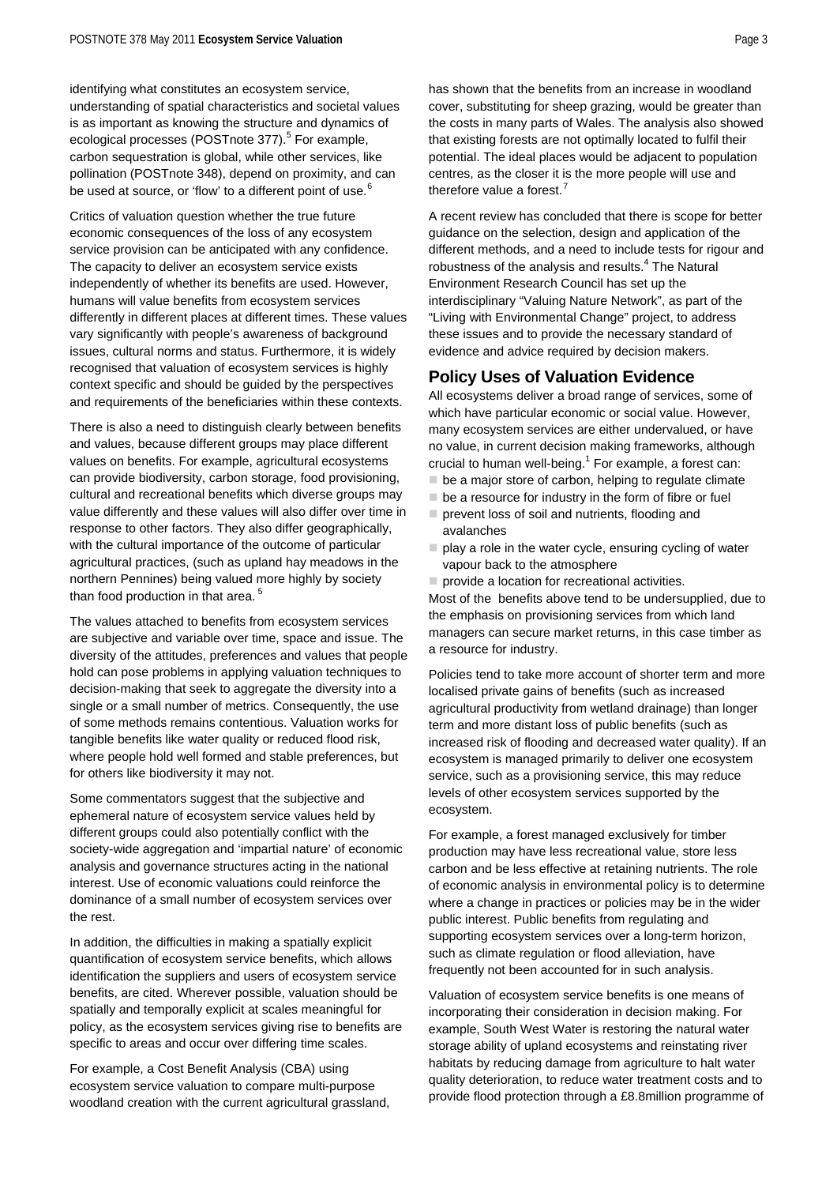identifying what constitutes an ecosystem service, understanding of spatial characteristics and societal values is as important as knowing the structure and dynamics of ecological processes (POSTnote 377).[5] For example, carbon sequestration is global, while other services, like pollination (POSTnote 348), depend on proximity, and can be used at source, or 'flow' to a different point of use.[6]

Critics of valuation question whether the true future economic consequences of the loss of any ecosystem service provision can be anticipated with any confidence. The capacity to deliver an ecosystem service exists independently of whether its benefits are used. However, humans will value benefits from ecosystem services differently in different places at different times. These values vary significantly with people's awareness of background issues, cultural norms and status. Furthermore, it is widely recognised that valuation of ecosystem services is highly context specific and should be guided by the perspectives and requirements of the beneficiaries within these contexts.

There is also a need to distinguish clearly between benefits and values, because different groups may place different values on benefits. For example, agricultural ecosystems can provide biodiversity, carbon storage, food provisioning, cultural and recreational benefits which diverse groups may value differently and these values will also differ over time in response to other factors. They also differ geographically, with the cultural importance of the outcome of particular agricultural practices, (such as upland hay meadows in the northern Pennines) being valued more highly by society than food production in that area.[5]

The values attached to benefits from ecosystem services are subjective and variable over time, space and issue. The diversity of the attitudes, preferences and values that people hold can pose problems in applying valuation techniques to decision-making that seek to aggregate the diversity into a single or a small number of metrics. Consequently, the use of some methods remains contentious. Valuation works for tangible benefits like water quality or reduced flood risk, where people hold well formed and stable preferences, but for others like biodiversity it may not.

Some commentators suggest that the subjective and ephemeral nature of ecosystem service values held by different groups could also potentially conflict with the society-wide aggregation and 'impartial nature' of economic analysis and governance structures acting in the national interest. Use of economic valuations could reinforce the dominance of a small number of ecosystem services over the rest.

In addition, the difficulties in making a spatially explicit quantification of ecosystem service benefits, which allows identification the suppliers and users of ecosystem service benefits, are cited. Wherever possible, valuation should be spatially and temporally explicit at scales meaningful for policy, as the ecosystem services giving rise to benefits are specific to areas and occur over differing time scales.

For example, a Cost Benefit Analysis (CBA) using ecosystem service valuation to compare multi-purpose woodland creation with the current agricultural grassland, has shown that the benefits from an increase in woodland cover, substituting for sheep grazing, would be greater than the costs in many parts of Wales. The analysis also showed that existing forests are not optimally located to fulfil their potential. The ideal places would be adjacent to population centres, as the closer it is the more people will use and therefore value a forest.[7]

A recent review has concluded that there is scope for better guidance on the selection, design and application of the different methods, and a need to include tests for rigour and robustness of the analysis and results.[4] The Natural Environment Research Council has set up the interdisciplinary "Valuing Nature Network", as part of the "Living with Environmental Change" project, to address these issues and to provide the necessary standard of evidence and advice required by decision makers.

## Policy Uses of Valuation Evidence

All ecosystems deliver a broad range of services, some of which have particular economic or social value. However, many ecosystem services are either undervalued, or have no value, in current decision making frameworks, although crucial to human well-being.[1] For example, a forest can:

- be a major store of carbon, helping to regulate climate
- be a resource for industry in the form of fibre or fuel
- prevent loss of soil and nutrients, flooding and avalanches
- play a role in the water cycle, ensuring cycling of water vapour back to the atmosphere
- provide a location for recreational activities.

Most of the benefits above tend to be undersupplied, due to the emphasis on provisioning services from which land managers can secure market returns, in this case timber as a resource for industry.

Policies tend to take more account of shorter term and more localised private gains of benefits (such as increased agricultural productivity from wetland drainage) than longer term and more distant loss of public benefits (such as increased risk of flooding and decreased water quality). If an ecosystem is managed primarily to deliver one ecosystem service, such as a provisioning service, this may reduce levels of other ecosystem services supported by the ecosystem.

For example, a forest managed exclusively for timber production may have less recreational value, store less carbon and be less effective at retaining nutrients. The role of economic analysis in environmental policy is to determine where a change in practices or policies may be in the wider public interest. Public benefits from regulating and supporting ecosystem services over a long-term horizon, such as climate regulation or flood alleviation, have frequently not been accounted for in such analysis.

Valuation of ecosystem service benefits is one means of incorporating their consideration in decision making. For example, South West Water is restoring the natural water storage ability of upland ecosystems and reinstating river habitats by reducing damage from agriculture to halt water quality deterioration, to reduce water treatment costs and to provide flood protection through a £8.8million programme of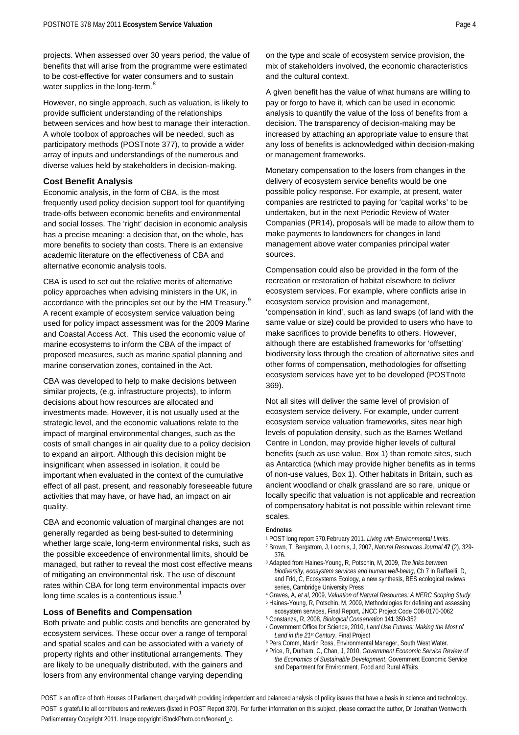projects. When assessed over 30 years period, the value of benefits that will arise from the programme were estimated to be cost-effective for water consumers and to sustain water supplies in the long-term.[8]

However, no single approach, such as valuation, is likely to provide sufficient understanding of the relationships between services and how best to manage their interaction. A whole toolbox of approaches will be needed, such as participatory methods (POSTnote 377), to provide a wider array of inputs and understandings of the numerous and diverse values held by stakeholders in decision-making.

### Cost Benefit Analysis

Economic analysis, in the form of CBA, is the most frequently used policy decision support tool for quantifying trade-offs between economic benefits and environmental and social losses. The 'right' decision in economic analysis has a precise meaning: a decision that, on the whole, has more benefits to society than costs. There is an extensive academic literature on the effectiveness of CBA and alternative economic analysis tools.

CBA is used to set out the relative merits of alternative policy approaches when advising ministers in the UK, in accordance with the principles set out by the HM Treasury.[9] A recent example of ecosystem service valuation being used for policy impact assessment was for the 2009 Marine and Coastal Access Act. This used the economic value of marine ecosystems to inform the CBA of the impact of proposed measures, such as marine spatial planning and marine conservation zones, contained in the Act.

CBA was developed to help to make decisions between similar projects, (e.g. infrastructure projects), to inform decisions about how resources are allocated and investments made. However, it is not usually used at the strategic level, and the economic valuations relate to the impact of marginal environmental changes, such as the costs of small changes in air quality due to a policy decision to expand an airport. Although this decision might be insignificant when assessed in isolation, it could be important when evaluated in the context of the cumulative effect of all past, present, and reasonably foreseeable future activities that may have, or have had, an impact on air quality.

CBA and economic valuation of marginal changes are not generally regarded as being best-suited to determining whether large scale, long-term environmental risks, such as the possible exceedence of environmental limits, should be managed, but rather to reveal the most cost effective means of mitigating an environmental risk. The use of discount rates within CBA for long term environmental impacts over long time scales is a contentious issue.[1]

### Loss of Benefits and Compensation

Both private and public costs and benefits are generated by ecosystem services. These occur over a range of temporal and spatial scales and can be associated with a variety of property rights and other institutional arrangements. They are likely to be unequally distributed, with the gainers and losers from any environmental change varying depending on the type and scale of ecosystem service provision, the mix of stakeholders involved, the economic characteristics and the cultural context.

A given benefit has the value of what humans are willing to pay or forgo to have it, which can be used in economic analysis to quantify the value of the loss of benefits from a decision. The transparency of decision-making may be increased by attaching an appropriate value to ensure that any loss of benefits is acknowledged within decision-making or management frameworks.

Monetary compensation to the losers from changes in the delivery of ecosystem service benefits would be one possible policy response. For example, at present, water companies are restricted to paying for 'capital works' to be undertaken, but in the next Periodic Review of Water Companies (PR14), proposals will be made to allow them to make payments to landowners for changes in land management above water companies principal water sources.

Compensation could also be provided in the form of the recreation or restoration of habitat elsewhere to deliver ecosystem services. For example, where conflicts arise in ecosystem service provision and management, 'compensation in kind', such as land swaps (of land with the same value or size**)** could be provided to users who have to make sacrifices to provide benefits to others. However, although there are established frameworks for 'offsetting' biodiversity loss through the creation of alternative sites and other forms of compensation, methodologies for offsetting ecosystem services have yet to be developed (POSTnote 369).

Not all sites will deliver the same level of provision of ecosystem service delivery. For example, under current ecosystem service valuation frameworks, sites near high levels of population density, such as the Barnes Wetland Centre in London, may provide higher levels of cultural benefits (such as use value, Box 1) than remote sites, such as Antarctica (which may provide higher benefits as in terms of non-use values, Box 1). Other habitats in Britain, such as ancient woodland or chalk grassland are so rare, unique or locally specific that valuation is not applicable and recreation of compensatory habitat is not possible within relevant time scales.

#### Endnotes

1 POST long report 370.February 2011. *Living with Environmental Limits*.
2 Brown, T, Bergstrom, J, Loomis, J, 2007, *Natural Resources Journal* **47** (2), 329-376.
3 Adapted from Haines-Young, R, Potschin, M, 2009, *The links between biodiversity, ecosystem services and human well-being*, Ch 7 in Raffaelli, D, and Frid, C, Ecosystems Ecology, a new synthesis, BES ecological reviews series, Cambridge University Press
4 Graves, A, *et al*, 2009, *Valuation of Natural Resources: A NERC Scoping Study*
5 Haines-Young, R, Potschin, M, 2009, Methodologies for defining and assessing ecosystem services, Final Report, JNCC Project Code C08-0170-0062
6 Constanza, R, 2008, *Biological Conservation* **141**:350-352
7 Government Office for Science, 2010, *Land Use Futures: Making the Most of Land in the 21st Century*, Final Project
8 Pers Comm, Martin Ross, Environmental Manager, South West Water.
9 Price, R, Durham, C, Chan, J, 2010, *Government Economic Service Review of the Economics of Sustainable Development*, Government Economic Service and Department for Environment, Food and Rural Affairs

POST is an office of both Houses of Parliament, charged with providing independent and balanced analysis of policy issues that have a basis in science and technology. POST is grateful to all contributors and reviewers (listed in POST Report 370). For further information on this subject, please contact the author, Dr Jonathan Wentworth. Parliamentary Copyright 2011. Image copyright iStockPhoto.com/leonard_c.